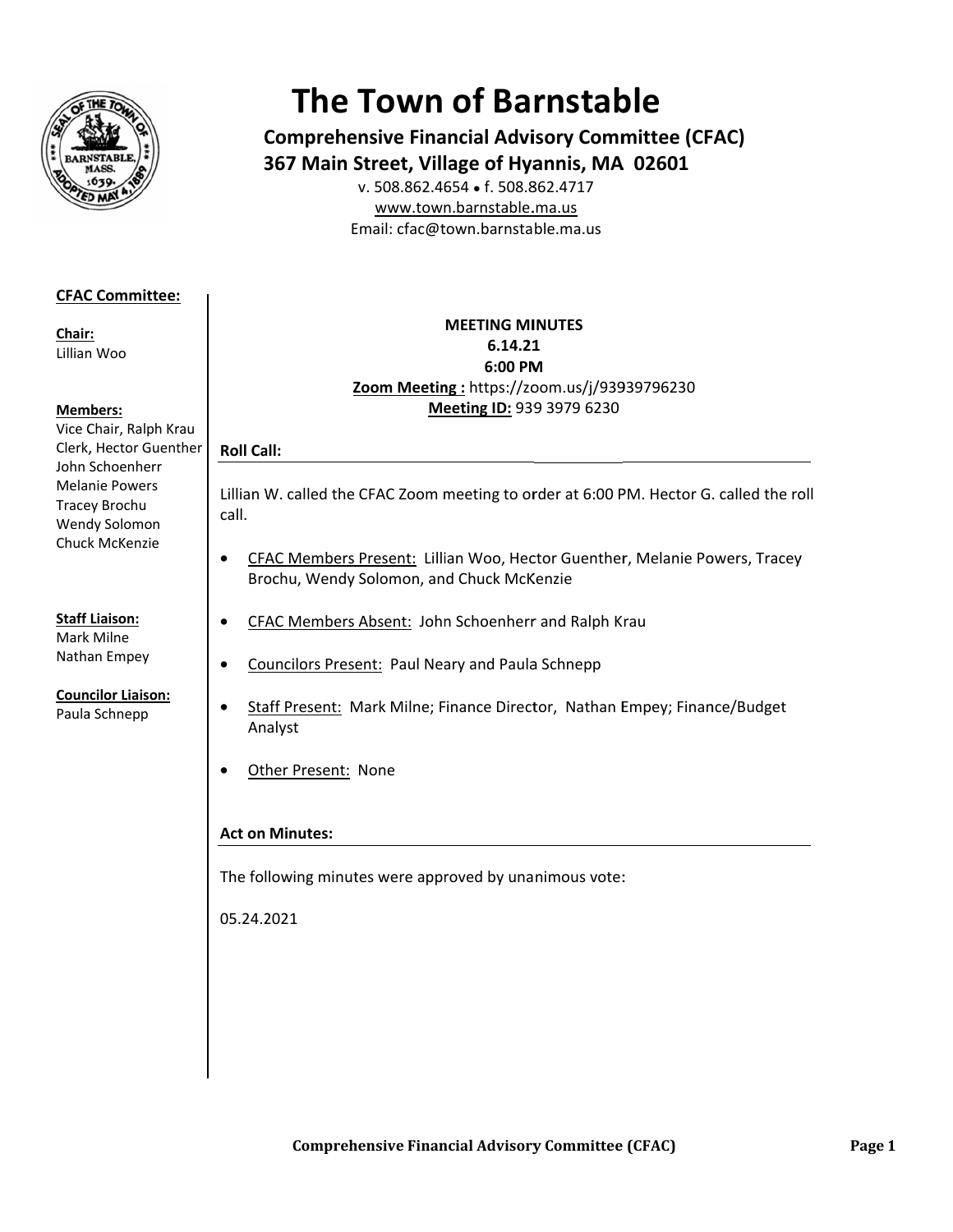# The Town of Barnstable

**Comprehensive Financial Advisory Committee (CFAC)**
**367 Main Street, Village of Hyannis, MA 02601**

v. 508.862.4654 • f. 508.862.4717
www.town.barnstable.ma.us
Email: cfac@town.barnstable.ma.us

**CFAC Committee:**

**Chair:**
Lillian Woo

**Members:**
Vice Chair, Ralph Krau
Clerk, Hector Guenther
John Schoenherr
Melanie Powers
Tracey Brochu
Wendy Solomon
Chuck McKenzie

**Staff Liaison:**
Mark Milne
Nathan Empey

**Councilor Liaison:**
Paula Schnepp

**MEETING MINUTES**
**6.14.21**
**6:00 PM**
**Zoom Meeting :** https://zoom.us/j/93939796230
**Meeting ID:** 939 3979 6230

**Roll Call:**

Lillian W. called the CFAC Zoom meeting to order at 6:00 PM. Hector G. called the roll call.

- CFAC Members Present: Lillian Woo, Hector Guenther, Melanie Powers, Tracey Brochu, Wendy Solomon, and Chuck McKenzie
- CFAC Members Absent: John Schoenherr and Ralph Krau
- Councilors Present: Paul Neary and Paula Schnepp
- Staff Present: Mark Milne; Finance Director, Nathan Empey; Finance/Budget Analyst
- Other Present: None

**Act on Minutes:**

The following minutes were approved by unanimous vote:

05.24.2021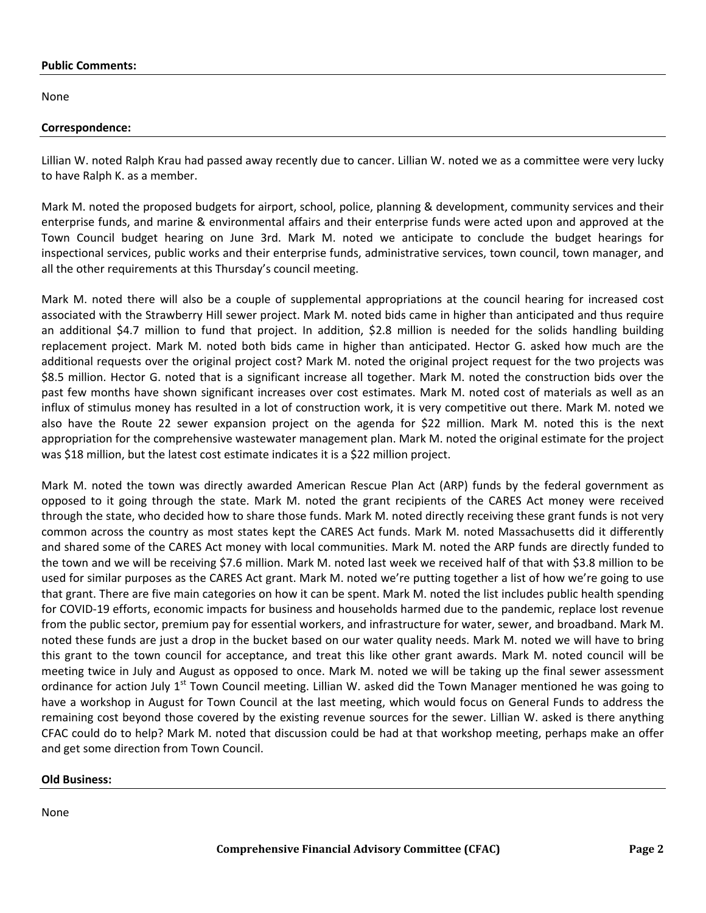**Public Comments:**

None

**Correspondence:**

Lillian W. noted Ralph Krau had passed away recently due to cancer. Lillian W. noted we as a committee were very lucky to have Ralph K. as a member.

Mark M. noted the proposed budgets for airport, school, police, planning & development, community services and their enterprise funds, and marine & environmental affairs and their enterprise funds were acted upon and approved at the Town Council budget hearing on June 3rd. Mark M. noted we anticipate to conclude the budget hearings for inspectional services, public works and their enterprise funds, administrative services, town council, town manager, and all the other requirements at this Thursday's council meeting.

Mark M. noted there will also be a couple of supplemental appropriations at the council hearing for increased cost associated with the Strawberry Hill sewer project. Mark M. noted bids came in higher than anticipated and thus require an additional $4.7 million to fund that project. In addition, $2.8 million is needed for the solids handling building replacement project. Mark M. noted both bids came in higher than anticipated. Hector G. asked how much are the additional requests over the original project cost? Mark M. noted the original project request for the two projects was $8.5 million. Hector G. noted that is a significant increase all together. Mark M. noted the construction bids over the past few months have shown significant increases over cost estimates. Mark M. noted cost of materials as well as an influx of stimulus money has resulted in a lot of construction work, it is very competitive out there. Mark M. noted we also have the Route 22 sewer expansion project on the agenda for $22 million. Mark M. noted this is the next appropriation for the comprehensive wastewater management plan. Mark M. noted the original estimate for the project was $18 million, but the latest cost estimate indicates it is a $22 million project.

Mark M. noted the town was directly awarded American Rescue Plan Act (ARP) funds by the federal government as opposed to it going through the state. Mark M. noted the grant recipients of the CARES Act money were received through the state, who decided how to share those funds. Mark M. noted directly receiving these grant funds is not very common across the country as most states kept the CARES Act funds. Mark M. noted Massachusetts did it differently and shared some of the CARES Act money with local communities. Mark M. noted the ARP funds are directly funded to the town and we will be receiving $7.6 million. Mark M. noted last week we received half of that with $3.8 million to be used for similar purposes as the CARES Act grant. Mark M. noted we're putting together a list of how we're going to use that grant. There are five main categories on how it can be spent. Mark M. noted the list includes public health spending for COVID-19 efforts, economic impacts for business and households harmed due to the pandemic, replace lost revenue from the public sector, premium pay for essential workers, and infrastructure for water, sewer, and broadband. Mark M. noted these funds are just a drop in the bucket based on our water quality needs. Mark M. noted we will have to bring this grant to the town council for acceptance, and treat this like other grant awards. Mark M. noted council will be meeting twice in July and August as opposed to once. Mark M. noted we will be taking up the final sewer assessment ordinance for action July 1st Town Council meeting. Lillian W. asked did the Town Manager mentioned he was going to have a workshop in August for Town Council at the last meeting, which would focus on General Funds to address the remaining cost beyond those covered by the existing revenue sources for the sewer. Lillian W. asked is there anything CFAC could do to help? Mark M. noted that discussion could be had at that workshop meeting, perhaps make an offer and get some direction from Town Council.

**Old Business:**

None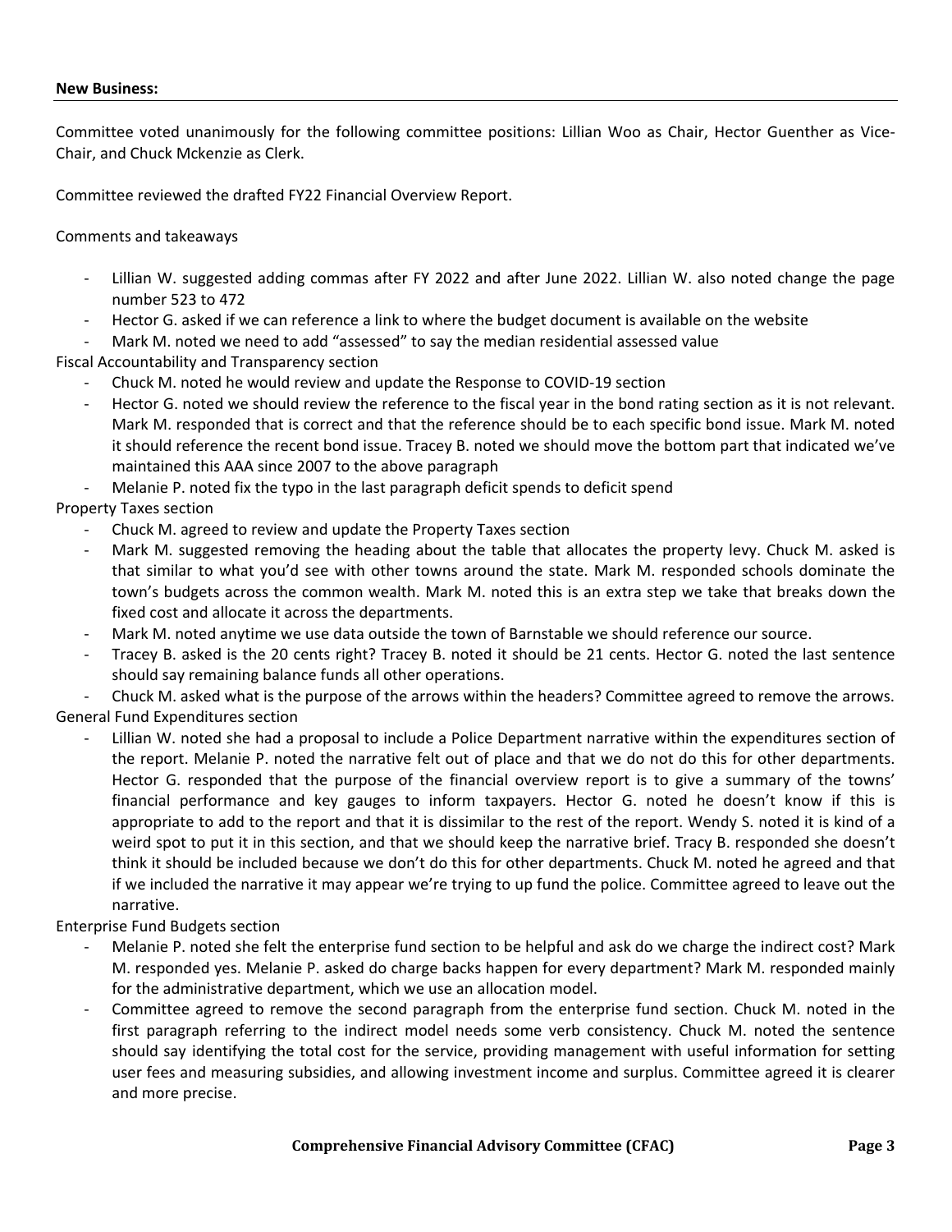**New Business:**

Committee voted unanimously for the following committee positions: Lillian Woo as Chair, Hector Guenther as Vice-Chair, and Chuck Mckenzie as Clerk.

Committee reviewed the drafted FY22 Financial Overview Report.

Comments and takeaways

- Lillian W. suggested adding commas after FY 2022 and after June 2022. Lillian W. also noted change the page number 523 to 472
- Hector G. asked if we can reference a link to where the budget document is available on the website
- Mark M. noted we need to add "assessed" to say the median residential assessed value

Fiscal Accountability and Transparency section

- Chuck M. noted he would review and update the Response to COVID-19 section
- Hector G. noted we should review the reference to the fiscal year in the bond rating section as it is not relevant. Mark M. responded that is correct and that the reference should be to each specific bond issue. Mark M. noted it should reference the recent bond issue. Tracey B. noted we should move the bottom part that indicated we've maintained this AAA since 2007 to the above paragraph
- Melanie P. noted fix the typo in the last paragraph deficit spends to deficit spend

Property Taxes section

- Chuck M. agreed to review and update the Property Taxes section
- Mark M. suggested removing the heading about the table that allocates the property levy. Chuck M. asked is that similar to what you'd see with other towns around the state. Mark M. responded schools dominate the town's budgets across the common wealth. Mark M. noted this is an extra step we take that breaks down the fixed cost and allocate it across the departments.
- Mark M. noted anytime we use data outside the town of Barnstable we should reference our source.
- Tracey B. asked is the 20 cents right? Tracey B. noted it should be 21 cents. Hector G. noted the last sentence should say remaining balance funds all other operations.
- Chuck M. asked what is the purpose of the arrows within the headers? Committee agreed to remove the arrows.

General Fund Expenditures section

- Lillian W. noted she had a proposal to include a Police Department narrative within the expenditures section of the report. Melanie P. noted the narrative felt out of place and that we do not do this for other departments. Hector G. responded that the purpose of the financial overview report is to give a summary of the towns' financial performance and key gauges to inform taxpayers. Hector G. noted he doesn't know if this is appropriate to add to the report and that it is dissimilar to the rest of the report. Wendy S. noted it is kind of a weird spot to put it in this section, and that we should keep the narrative brief. Tracy B. responded she doesn't think it should be included because we don't do this for other departments. Chuck M. noted he agreed and that if we included the narrative it may appear we're trying to up fund the police. Committee agreed to leave out the narrative.

Enterprise Fund Budgets section

- Melanie P. noted she felt the enterprise fund section to be helpful and ask do we charge the indirect cost? Mark M. responded yes. Melanie P. asked do charge backs happen for every department? Mark M. responded mainly for the administrative department, which we use an allocation model.
- Committee agreed to remove the second paragraph from the enterprise fund section. Chuck M. noted in the first paragraph referring to the indirect model needs some verb consistency. Chuck M. noted the sentence should say identifying the total cost for the service, providing management with useful information for setting user fees and measuring subsidies, and allowing investment income and surplus. Committee agreed it is clearer and more precise.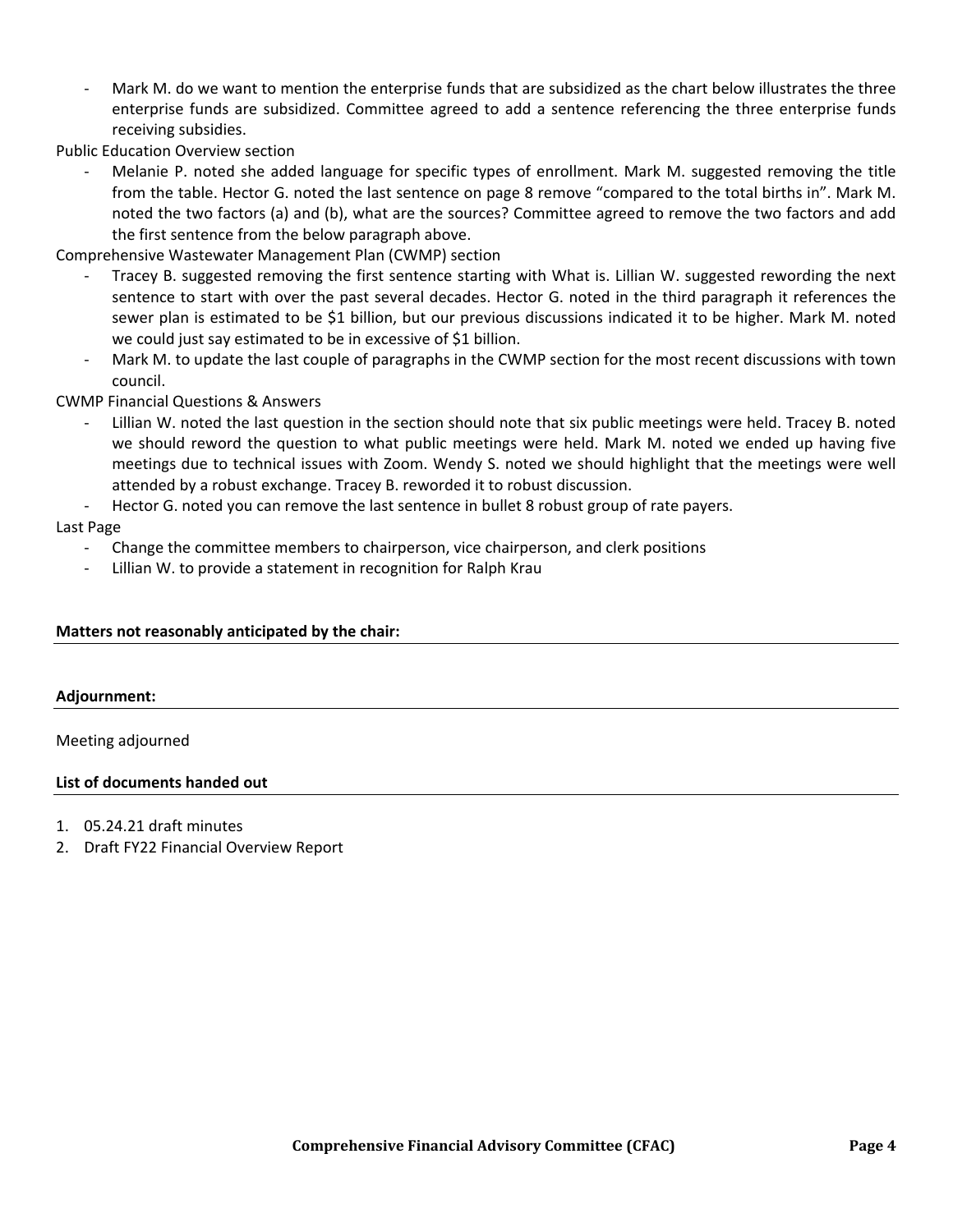- Mark M. do we want to mention the enterprise funds that are subsidized as the chart below illustrates the three enterprise funds are subsidized. Committee agreed to add a sentence referencing the three enterprise funds receiving subsidies.

Public Education Overview section

- Melanie P. noted she added language for specific types of enrollment. Mark M. suggested removing the title from the table. Hector G. noted the last sentence on page 8 remove "compared to the total births in". Mark M. noted the two factors (a) and (b), what are the sources? Committee agreed to remove the two factors and add the first sentence from the below paragraph above.

Comprehensive Wastewater Management Plan (CWMP) section

- Tracey B. suggested removing the first sentence starting with What is. Lillian W. suggested rewording the next sentence to start with over the past several decades. Hector G. noted in the third paragraph it references the sewer plan is estimated to be $1 billion, but our previous discussions indicated it to be higher. Mark M. noted we could just say estimated to be in excessive of $1 billion.
- Mark M. to update the last couple of paragraphs in the CWMP section for the most recent discussions with town council.

CWMP Financial Questions & Answers

- Lillian W. noted the last question in the section should note that six public meetings were held. Tracey B. noted we should reword the question to what public meetings were held. Mark M. noted we ended up having five meetings due to technical issues with Zoom. Wendy S. noted we should highlight that the meetings were well attended by a robust exchange. Tracey B. reworded it to robust discussion.
- Hector G. noted you can remove the last sentence in bullet 8 robust group of rate payers.

Last Page

- Change the committee members to chairperson, vice chairperson, and clerk positions
- Lillian W. to provide a statement in recognition for Ralph Krau

**Matters not reasonably anticipated by the chair:**

**Adjournment:**

Meeting adjourned

**List of documents handed out**

1. 05.24.21 draft minutes
2. Draft FY22 Financial Overview Report